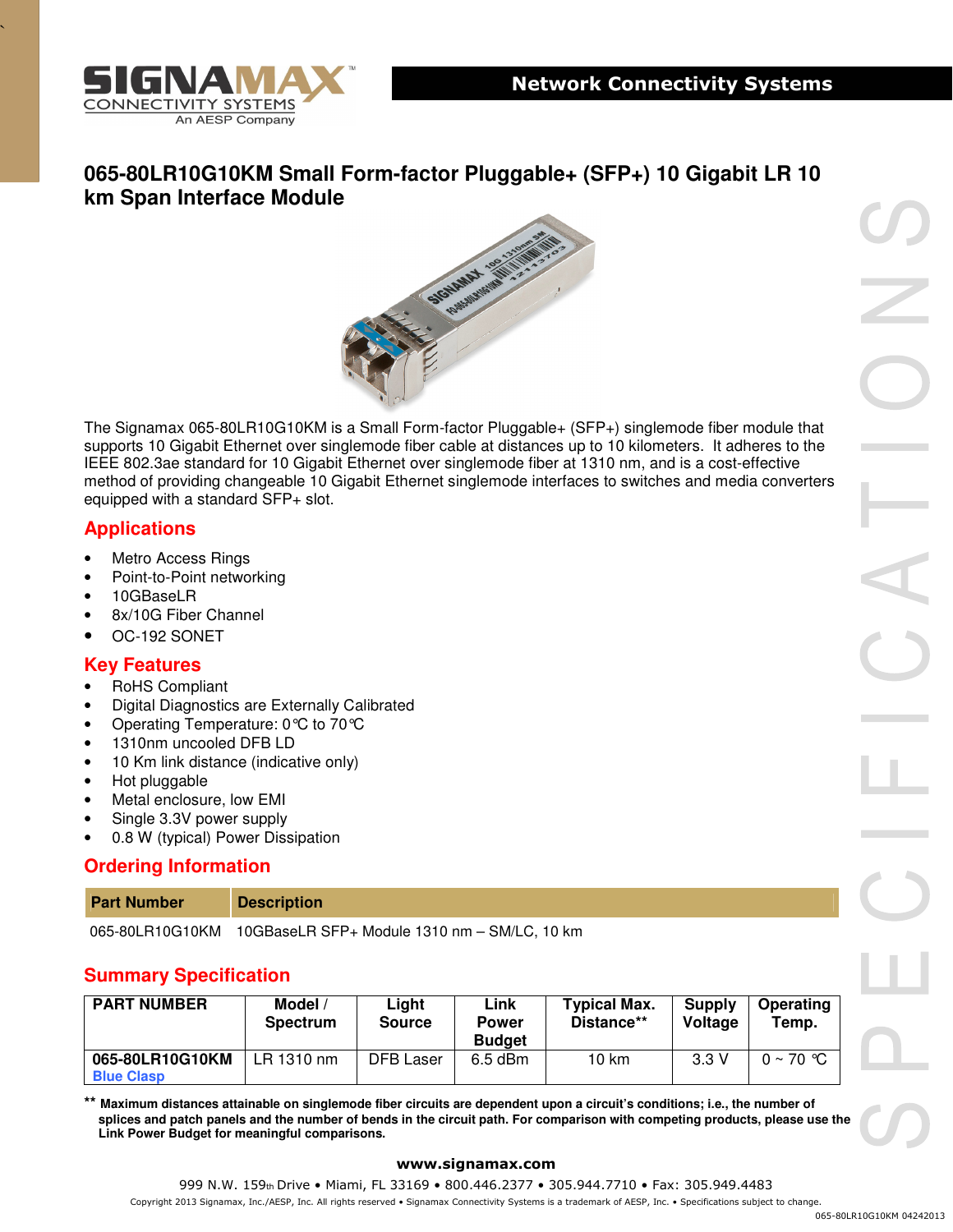# 065-80LR10G10KM Small Form-factor Pluggable+ (SFP+) 10 Gigabit LR 10 km Span Interface Module

The Signamax 065-80LR10G10KM is a Small Form-factor Pluggable+ (SFP+) singlemode fiber module that supports 10 Gigabit Ethernet over singlemode fiber cable at distances up to 10 kilometers. It adheres to the IEEE 802.3ae standard for 10 Gigabit Ethernet over singlemode fiber at 1310 nm, and is a cost-effective method of providing changeable 10 Gigabit Ethernet singlemode interfaces to switches and media converters equipped with a standard SFP+ slot.

## Applications

- Metro Access Rings
- Point-to-Point networking
- 10GBaseLR
- 8x/10G Fiber Channel
- OC-192 SONET

## Key Features

- RoHS Compliant
- Digital Diagnostics are Externally Calibrated
- Operating Temperature: 0℃ to 70℃
- 1310nm uncooled DFB LD
- 10 Km link distance (indicative only)
- Hot pluggable
- Metal enclosure, low EMI
- Single 3.3V power supply
- 0.8 W (typical) Power Dissipation

## Ordering Information

| Part Number | Description |
|---|---|
| 065-80LR10G10KM | 10GBaseLR SFP+ Module 1310 nm – SM/LC, 10 km |

## Summary Specification

| PART NUMBER | Model / Spectrum | Light Source | Link Power Budget | Typical Max. Distance** | Supply Voltage | Operating Temp. |
|---|---|---|---|---|---|---|
| **065-80LR10G10KM** Blue Clasp | LR 1310 nm | DFB Laser | 6.5 dBm | 10 km | 3.3 V | 0 ~ 70 ℃ |

**\*\* Maximum distances attainable on singlemode fiber circuits are dependent upon a circuit's conditions; i.e., the number of splices and patch panels and the number of bends in the circuit path. For comparison with competing products, please use the Link Power Budget for meaningful comparisons.**

**www.signamax.com**

999 N.W. 159th Drive • Miami, FL 33169 • 800.446.2377 • 305.944.7710 • Fax: 305.949.4483

Copyright 2013 Signamax, Inc./AESP, Inc. All rights reserved • Signamax Connectivity Systems is a trademark of AESP, Inc. • Specifications subject to change.

065-80LR10G10KM 04242013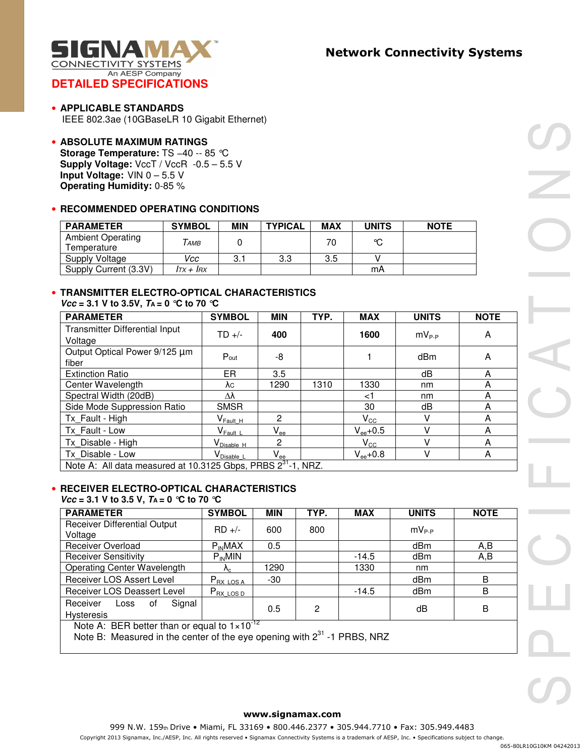# DETAILED SPECIFICATIONS

- **APPLICABLE STANDARDS**

  IEEE 802.3ae (10GBaseLR 10 Gigabit Ethernet)

- **ABSOLUTE MAXIMUM RATINGS**

  **Storage Temperature:** TS –40 -- 85 ℃
  **Supply Voltage:** VccT / VccR -0.5 – 5.5 V
  **Input Voltage:** VIN 0 – 5.5 V
  **Operating Humidity:** 0-85 %

- **RECOMMENDED OPERATING CONDITIONS**

| PARAMETER | SYMBOL | MIN | TYPICAL | MAX | UNITS | NOTE |
|---|---|---|---|---|---|---|
| Ambient Operating Temperature | $T_{AMB}$ | 0 | | 70 | ℃ | |
| Supply Voltage | $Vcc$ | 3.1 | 3.3 | 3.5 | V | |
| Supply Current (3.3V) | $I_{TX} + I_{RX}$ | | | | mA | |

- **TRANSMITTER ELECTRO-OPTICAL CHARACTERISTICS**

  ***Vcc* = 3.1 V to 3.5V, $T_A$ = 0 ℃ to 70 ℃**

| PARAMETER | SYMBOL | MIN | TYP. | MAX | UNITS | NOTE |
|---|---|---|---|---|---|---|
| Transmitter Differential Input Voltage | TD +/- | **400** | | **1600** | $mV_{P-P}$ | A |
| Output Optical Power 9/125 µm fiber | $P_{out}$ | -8 | | 1 | dBm | A |
| Extinction Ratio | ER | 3.5 | | | dB | A |
| Center Wavelength | $\lambda_C$ | 1290 | 1310 | 1330 | nm | A |
| Spectral Width (20dB) | $\Delta\lambda$ | | | <1 | nm | A |
| Side Mode Suppression Ratio | SMSR | | | 30 | dB | A |
| Tx_Fault - High | $V_{Fault\_H}$ | 2 | | $V_{CC}$ | V | A |
| Tx_Fault - Low | $V_{Fault\_L}$ | $V_{ee}$ | | $V_{ee}$+0.5 | V | A |
| Tx_Disable - High | $V_{Disable\_H}$ | 2 | | $V_{CC}$ | V | A |
| Tx_Disable - Low | $V_{Disable\_L}$ | $V_{ee}$ | | $V_{ee}$+0.8 | V | A |
| Note A: All data measured at 10.3125 Gbps, PRBS $2^{31}$-1, NRZ. | | | | | | |

- **RECEIVER ELECTRO-OPTICAL CHARACTERISTICS**

  ***Vcc* = 3.1 V to 3.5 V, $T_A$ = 0 ℃ to 70 ℃**

| PARAMETER | SYMBOL | MIN | TYP. | MAX | UNITS | NOTE |
|---|---|---|---|---|---|---|
| Receiver Differential Output Voltage | RD +/- | 600 | 800 | | $mV_{P-P}$ | |
| Receiver Overload | $P_{IN}MAX$ | 0.5 | | | dBm | A,B |
| Receiver Sensitivity | $P_{IN}MIN$ | | | -14.5 | dBm | A,B |
| Operating Center Wavelength | $\lambda_c$ | 1290 | | 1330 | nm | |
| Receiver LOS Assert Level | $P_{RX\_LOS\_A}$ | -30 | | | dBm | B |
| Receiver LOS Deassert Level | $P_{RX\_LOS\_D}$ | | | -14.5 | dBm | B |
| Receiver Loss of Signal Hysteresis | | 0.5 | 2 | | dB | B |
| Note A: BER better than or equal to $1\times10^{-12}$<br>Note B: Measured in the center of the eye opening with $2^{31}$ -1 PRBS, NRZ | | | | | | |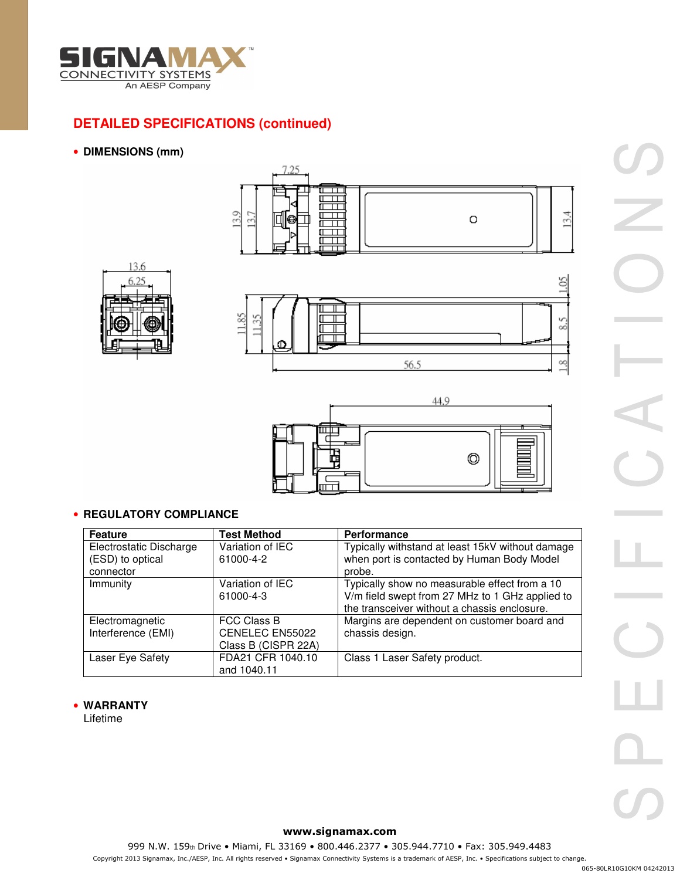## DETAILED SPECIFICATIONS (continued)

- **DIMENSIONS (mm)**

7.25
13.9
13.7
13.4
13.6
6.25
1.05
11.85
11.35
8.5
56.5
1.8
44.9

- **REGULATORY COMPLIANCE**

| Feature | Test Method | Performance |
|---|---|---|
| Electrostatic Discharge (ESD) to optical connector | Variation of IEC 61000-4-2 | Typically withstand at least 15kV without damage when port is contacted by Human Body Model probe. |
| Immunity | Variation of IEC 61000-4-3 | Typically show no measurable effect from a 10 V/m field swept from 27 MHz to 1 GHz applied to the transceiver without a chassis enclosure. |
| Electromagnetic Interference (EMI) | FCC Class B CENELEC EN55022 Class B (CISPR 22A) | Margins are dependent on customer board and chassis design. |
| Laser Eye Safety | FDA21 CFR 1040.10 and 1040.11 | Class 1 Laser Safety product. |

- **WARRANTY**

  Lifetime

www.signamax.com

999 N.W. 159th Drive • Miami, FL 33169 • 800.446.2377 • 305.944.7710 • Fax: 305.949.4483

Copyright 2013 Signamax, Inc./AESP, Inc. All rights reserved • Signamax Connectivity Systems is a trademark of AESP, Inc. • Specifications subject to change.

065-80LR10G10KM 04242013